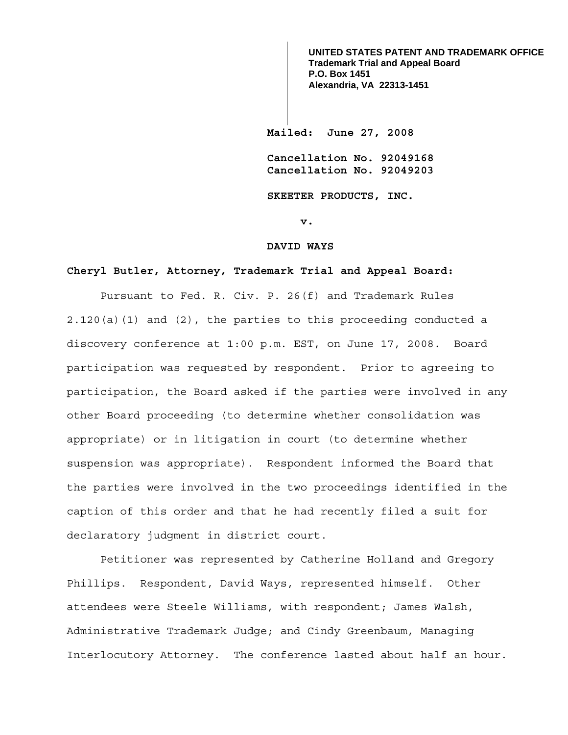**UNITED STATES PATENT AND TRADEMARK OFFICE**
**Trademark Trial and Appeal Board**
**P.O. Box 1451**
**Alexandria, VA 22313-1451**

**Mailed: June 27, 2008**

**Cancellation No. 92049168**
**Cancellation No. 92049203**

**SKEETER PRODUCTS, INC.**

**v.**

**DAVID WAYS**

**Cheryl Butler, Attorney, Trademark Trial and Appeal Board:**

Pursuant to Fed. R. Civ. P. 26(f) and Trademark Rules 2.120(a)(1) and (2), the parties to this proceeding conducted a discovery conference at 1:00 p.m. EST, on June 17, 2008. Board participation was requested by respondent. Prior to agreeing to participation, the Board asked if the parties were involved in any other Board proceeding (to determine whether consolidation was appropriate) or in litigation in court (to determine whether suspension was appropriate). Respondent informed the Board that the parties were involved in the two proceedings identified in the caption of this order and that he had recently filed a suit for declaratory judgment in district court.

Petitioner was represented by Catherine Holland and Gregory Phillips. Respondent, David Ways, represented himself. Other attendees were Steele Williams, with respondent; James Walsh, Administrative Trademark Judge; and Cindy Greenbaum, Managing Interlocutory Attorney. The conference lasted about half an hour.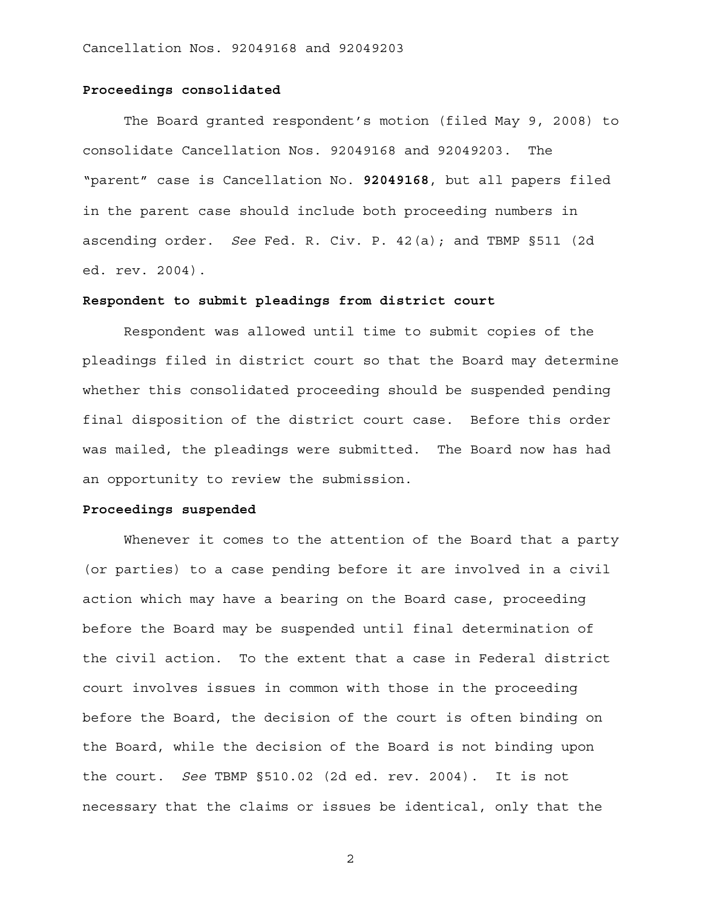**Proceedings consolidated**

The Board granted respondent's motion (filed May 9, 2008) to consolidate Cancellation Nos. 92049168 and 92049203. The "parent" case is Cancellation No. **92049168**, but all papers filed in the parent case should include both proceeding numbers in ascending order. *See* Fed. R. Civ. P. 42(a); and TBMP §511 (2d ed. rev. 2004).

**Respondent to submit pleadings from district court**

Respondent was allowed until time to submit copies of the pleadings filed in district court so that the Board may determine whether this consolidated proceeding should be suspended pending final disposition of the district court case. Before this order was mailed, the pleadings were submitted. The Board now has had an opportunity to review the submission.

**Proceedings suspended**

Whenever it comes to the attention of the Board that a party (or parties) to a case pending before it are involved in a civil action which may have a bearing on the Board case, proceeding before the Board may be suspended until final determination of the civil action. To the extent that a case in Federal district court involves issues in common with those in the proceeding before the Board, the decision of the court is often binding on the Board, while the decision of the Board is not binding upon the court. *See* TBMP §510.02 (2d ed. rev. 2004). It is not necessary that the claims or issues be identical, only that the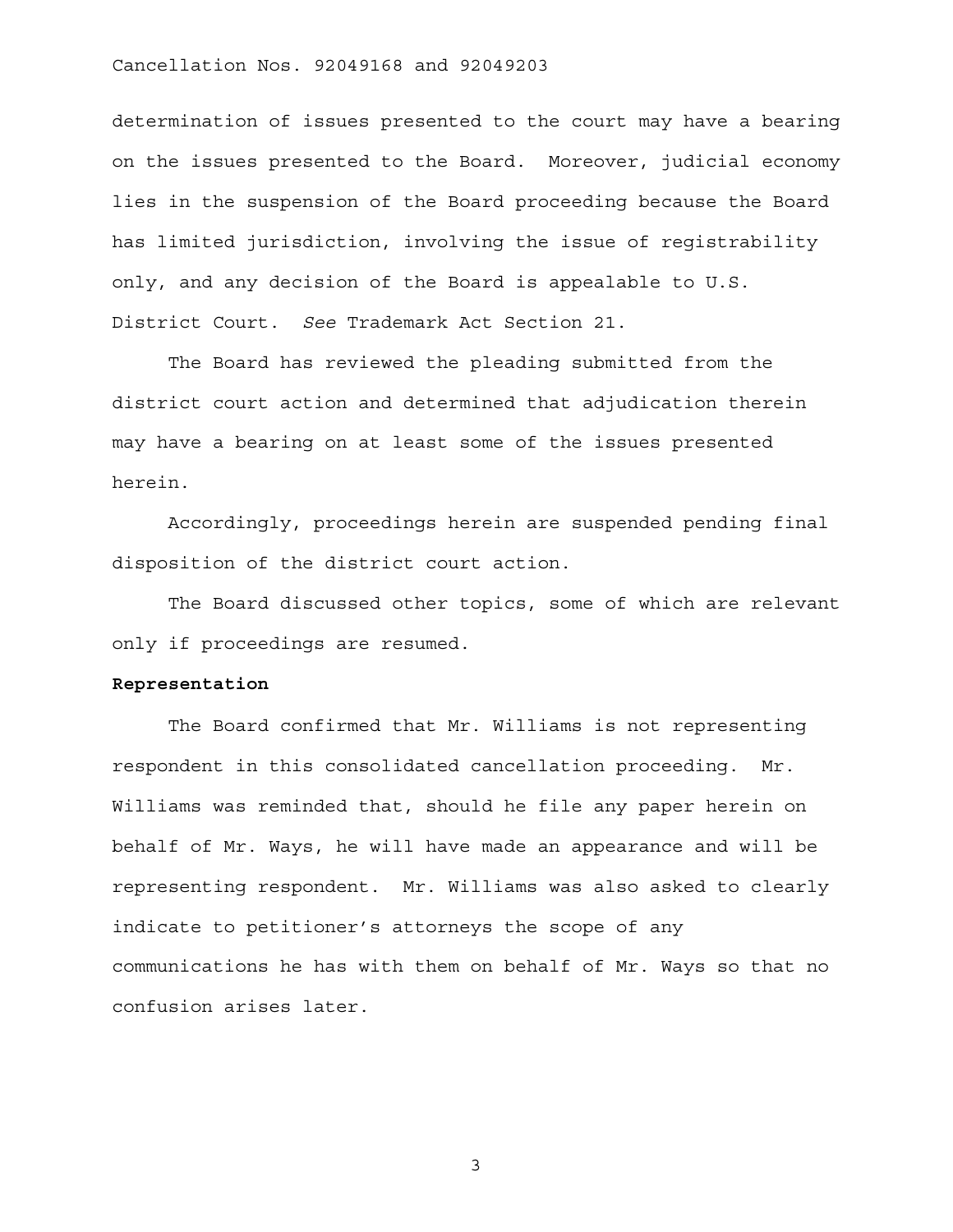determination of issues presented to the court may have a bearing on the issues presented to the Board. Moreover, judicial economy lies in the suspension of the Board proceeding because the Board has limited jurisdiction, involving the issue of registrability only, and any decision of the Board is appealable to U.S. District Court. *See* Trademark Act Section 21.

The Board has reviewed the pleading submitted from the district court action and determined that adjudication therein may have a bearing on at least some of the issues presented herein.

Accordingly, proceedings herein are suspended pending final disposition of the district court action.

The Board discussed other topics, some of which are relevant only if proceedings are resumed.

**Representation**

The Board confirmed that Mr. Williams is not representing respondent in this consolidated cancellation proceeding. Mr. Williams was reminded that, should he file any paper herein on behalf of Mr. Ways, he will have made an appearance and will be representing respondent. Mr. Williams was also asked to clearly indicate to petitioner's attorneys the scope of any communications he has with them on behalf of Mr. Ways so that no confusion arises later.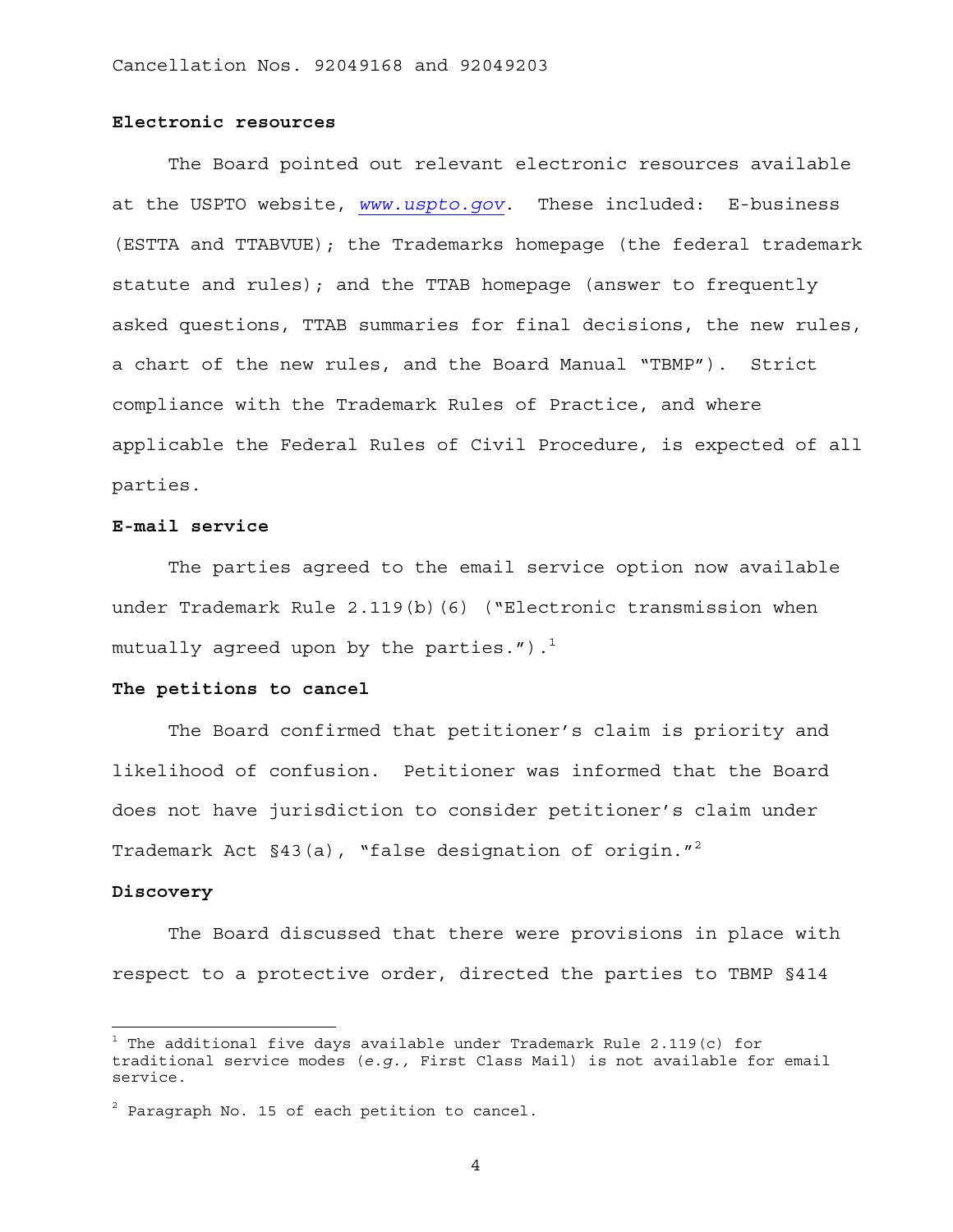**Electronic resources**

The Board pointed out relevant electronic resources available at the USPTO website, *www.uspto.gov*. These included: E-business (ESTTA and TTABVUE); the Trademarks homepage (the federal trademark statute and rules); and the TTAB homepage (answer to frequently asked questions, TTAB summaries for final decisions, the new rules, a chart of the new rules, and the Board Manual "TBMP"). Strict compliance with the Trademark Rules of Practice, and where applicable the Federal Rules of Civil Procedure, is expected of all parties.

**E-mail service**

The parties agreed to the email service option now available under Trademark Rule 2.119(b)(6) ("Electronic transmission when mutually agreed upon by the parties.").[1]

**The petitions to cancel**

The Board confirmed that petitioner's claim is priority and likelihood of confusion. Petitioner was informed that the Board does not have jurisdiction to consider petitioner's claim under Trademark Act §43(a), "false designation of origin."[2]

**Discovery**

The Board discussed that there were provisions in place with respect to a protective order, directed the parties to TBMP §414

---

[1] The additional five days available under Trademark Rule 2.119(c) for traditional service modes (*e.g.,* First Class Mail) is not available for email service.

[2] Paragraph No. 15 of each petition to cancel.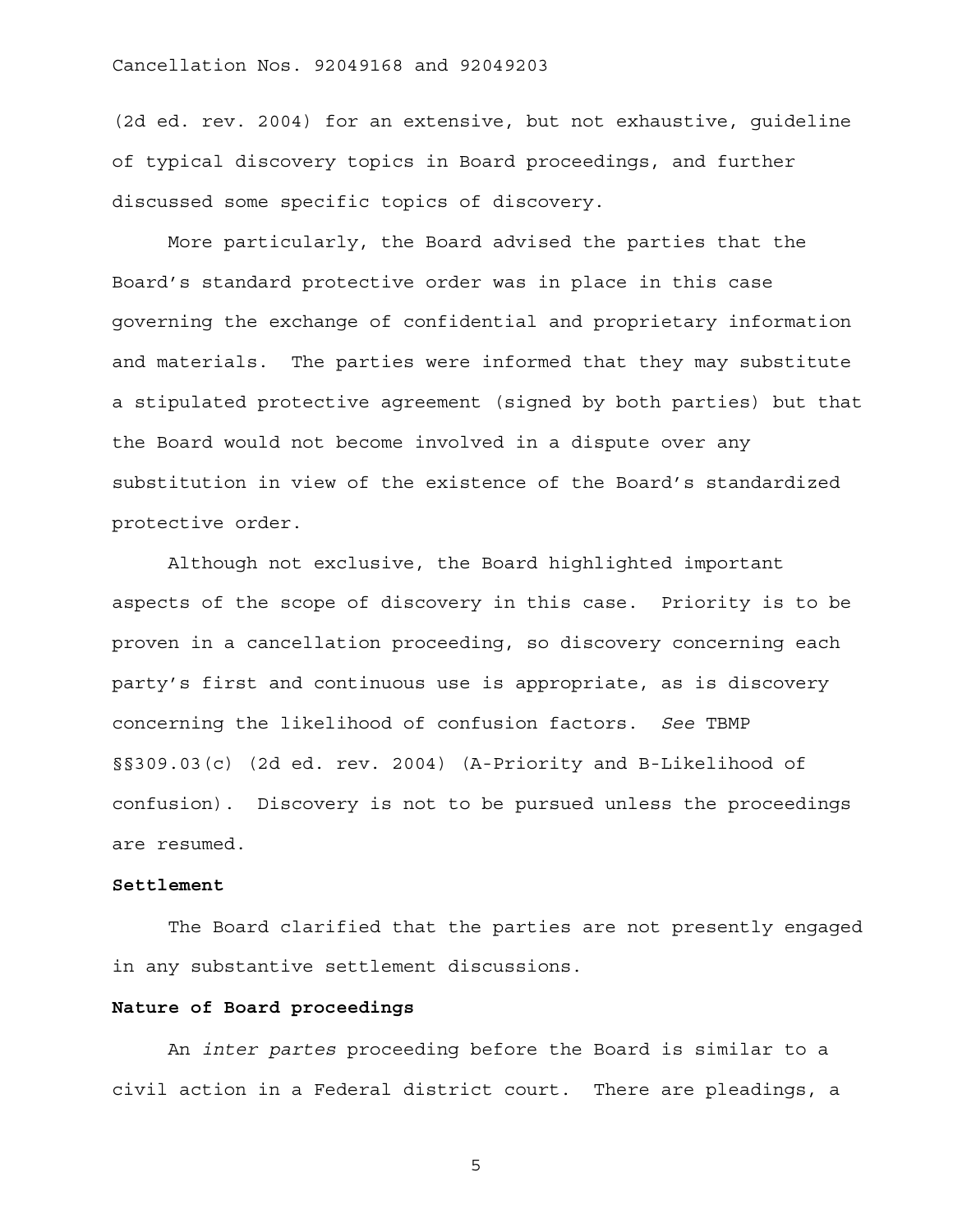(2d ed. rev. 2004) for an extensive, but not exhaustive, guideline of typical discovery topics in Board proceedings, and further discussed some specific topics of discovery.

More particularly, the Board advised the parties that the Board's standard protective order was in place in this case governing the exchange of confidential and proprietary information and materials. The parties were informed that they may substitute a stipulated protective agreement (signed by both parties) but that the Board would not become involved in a dispute over any substitution in view of the existence of the Board's standardized protective order.

Although not exclusive, the Board highlighted important aspects of the scope of discovery in this case. Priority is to be proven in a cancellation proceeding, so discovery concerning each party's first and continuous use is appropriate, as is discovery concerning the likelihood of confusion factors. *See* TBMP §§309.03(c) (2d ed. rev. 2004) (A-Priority and B-Likelihood of confusion). Discovery is not to be pursued unless the proceedings are resumed.

**Settlement**

The Board clarified that the parties are not presently engaged in any substantive settlement discussions.

**Nature of Board proceedings**

An *inter partes* proceeding before the Board is similar to a civil action in a Federal district court. There are pleadings, a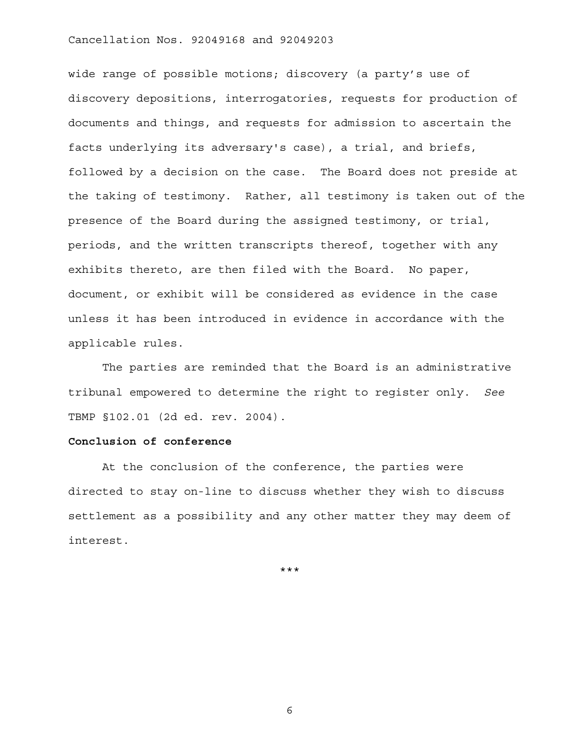wide range of possible motions; discovery (a party's use of discovery depositions, interrogatories, requests for production of documents and things, and requests for admission to ascertain the facts underlying its adversary's case), a trial, and briefs, followed by a decision on the case. The Board does not preside at the taking of testimony. Rather, all testimony is taken out of the presence of the Board during the assigned testimony, or trial, periods, and the written transcripts thereof, together with any exhibits thereto, are then filed with the Board. No paper, document, or exhibit will be considered as evidence in the case unless it has been introduced in evidence in accordance with the applicable rules.

The parties are reminded that the Board is an administrative tribunal empowered to determine the right to register only. *See* TBMP §102.01 (2d ed. rev. 2004).

**Conclusion of conference**

At the conclusion of the conference, the parties were directed to stay on-line to discuss whether they wish to discuss settlement as a possibility and any other matter they may deem of interest.

***